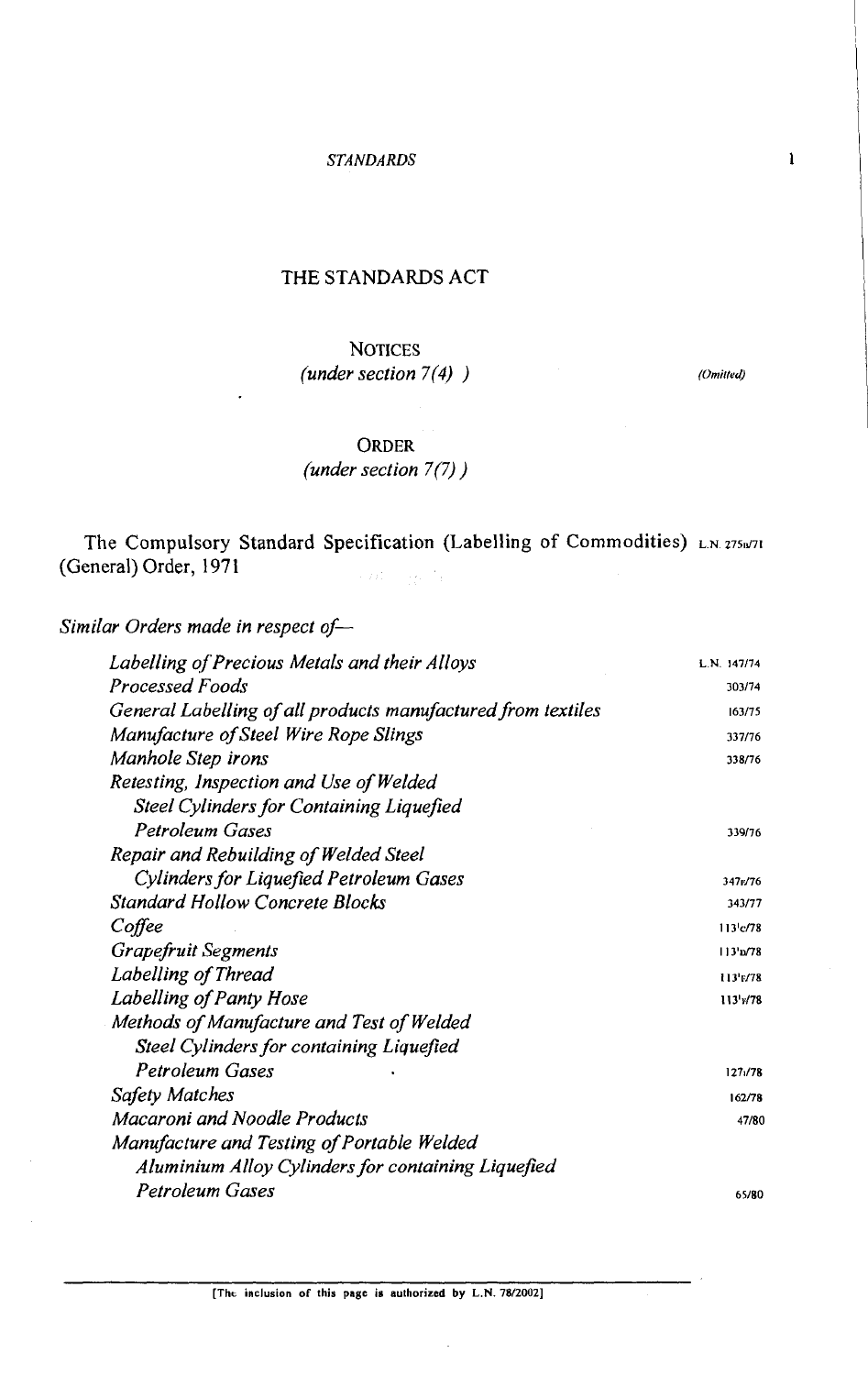# THE STANDARDS ACT

## NOTICES

*(under section 7(4) )* *(Omitted)*

## ORDER

*(under section 7(7) )*

The Compulsory Standard Specification (Labelling of Commodities) (General) Order, 1971 — L.N. 275u/71

*Similar Orders made in respect of—*

| | |
|---|---|
| *Labelling of Precious Metals and their Alloys* | L.N. 147/74 |
| *Processed Foods* | 303/74 |
| *General Labelling of all products manufactured from textiles* | 163/75 |
| *Manufacture of Steel Wire Rope Slings* | 337/76 |
| *Manhole Step irons* | 338/76 |
| *Retesting, Inspection and Use of Welded Steel Cylinders for Containing Liquefied Petroleum Gases* | 339/76 |
| *Repair and Rebuilding of Welded Steel Cylinders for Liquefied Petroleum Gases* | 347r/76 |
| *Standard Hollow Concrete Blocks* | 343/77 |
| *Coffee* | 113[1]c/78 |
| *Grapefruit Segments* | 113[1]D/78 |
| *Labelling of Thread* | 113[1]E/78 |
| *Labelling of Panty Hose* | 113[1]F/78 |
| *Methods of Manufacture and Test of Welded Steel Cylinders for containing Liquefied Petroleum Gases* | 127i/78 |
| *Safety Matches* | 162/78 |
| *Macaroni and Noodle Products* | 47/80 |
| *Manufacture and Testing of Portable Welded Aluminium Alloy Cylinders for containing Liquefied Petroleum Gases* | 65/80 |

[The inclusion of this page is authorized by L.N. 78/2002]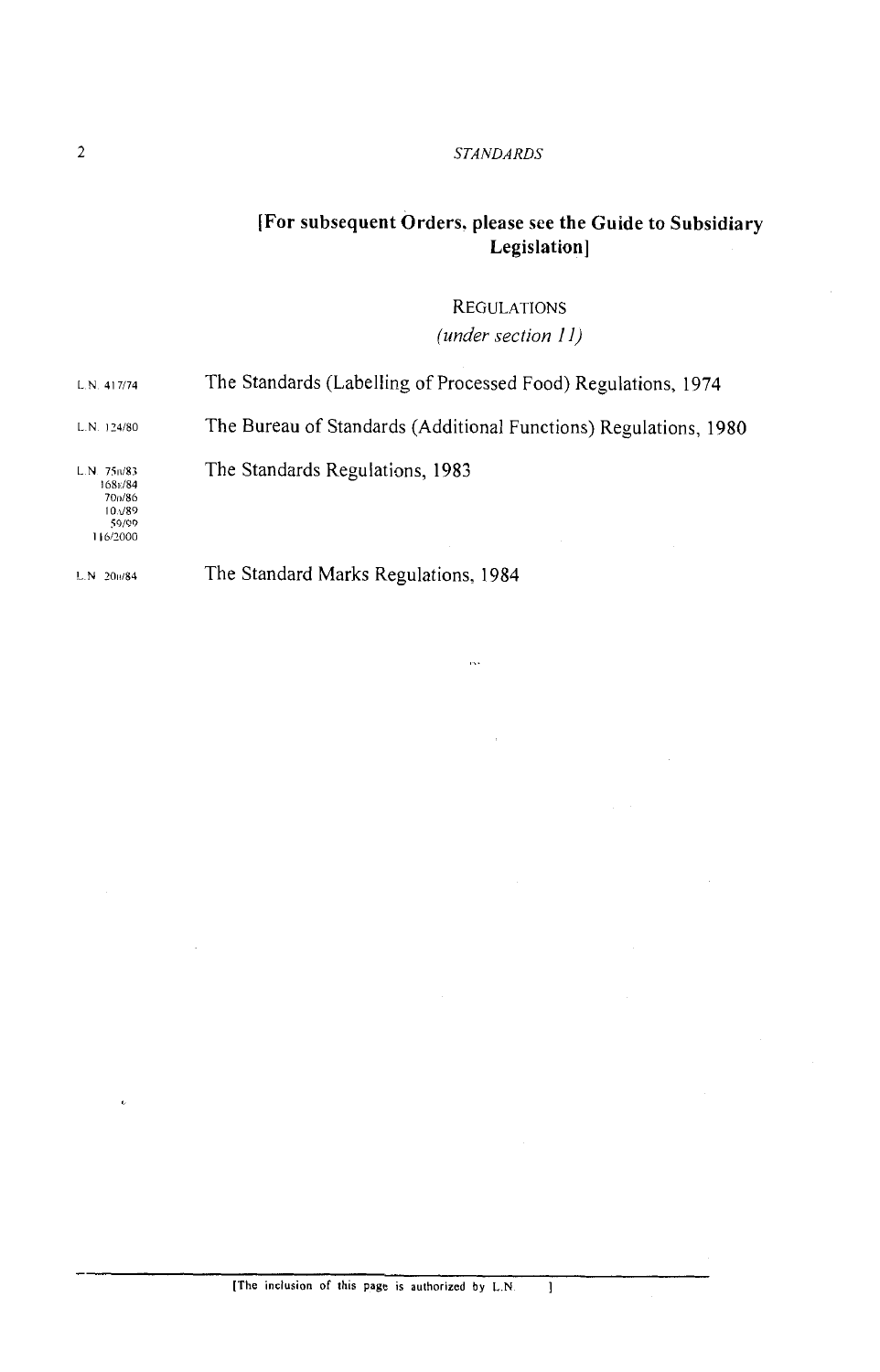**[For subsequent Orders, please see the Guide to Subsidiary Legislation]**

REGULATIONS

*(under section 11)*

| | |
|---|---|
| L.N. 417/74 | The Standards (Labelling of Processed Food) Regulations, 1974 |
| L.N. 124/80 | The Bureau of Standards (Additional Functions) Regulations, 1980 |
| L.N. 75B/83 168E/84 70B/86 10A/89 59/99 116/2000 | The Standards Regulations, 1983 |
| L.N. 20B/84 | The Standard Marks Regulations, 1984 |

[The inclusion of this page is authorized by L.N. ]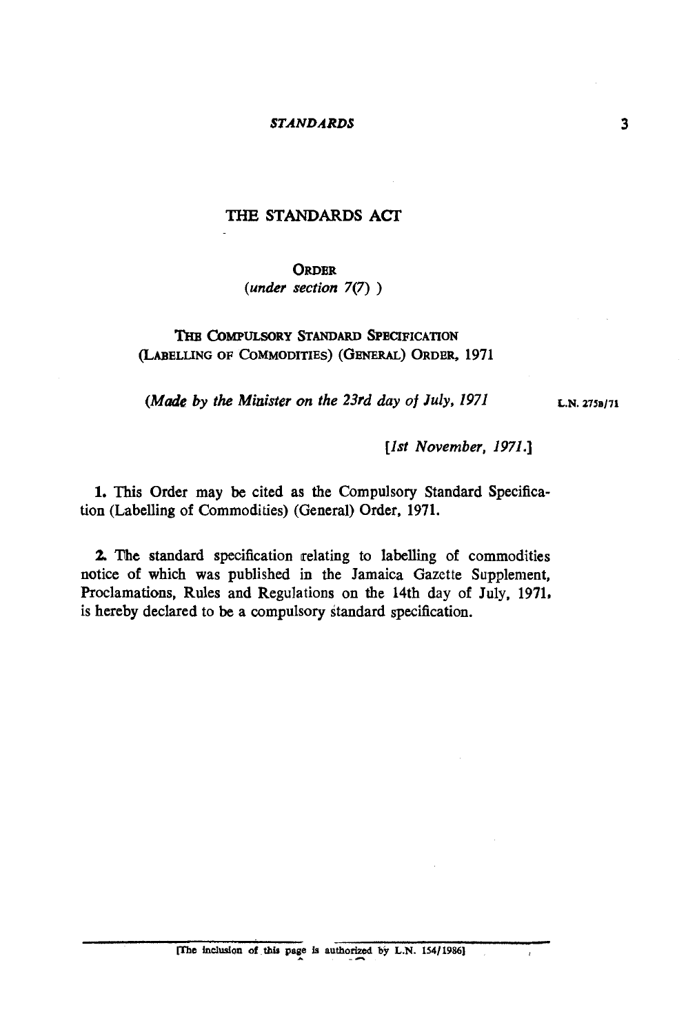# THE STANDARDS ACT

**ORDER**
*(under section 7(7) )*

## THE COMPULSORY STANDARD SPECIFICATION (LABELLING OF COMMODITIES) (GENERAL) ORDER, 1971

*(Made by the Minister on the 23rd day of July, 1971* L.N. 275B/71

*[1st November, 1971.]*

**1.** This Order may be cited as the Compulsory Standard Specification (Labelling of Commodities) (General) Order, 1971.

**2.** The standard specification relating to labelling of commodities notice of which was published in the Jamaica Gazette Supplement, Proclamations, Rules and Regulations on the 14th day of July, 1971, is hereby declared to be a compulsory standard specification.

[The inclusion of this page is authorized by L.N. 154/1986]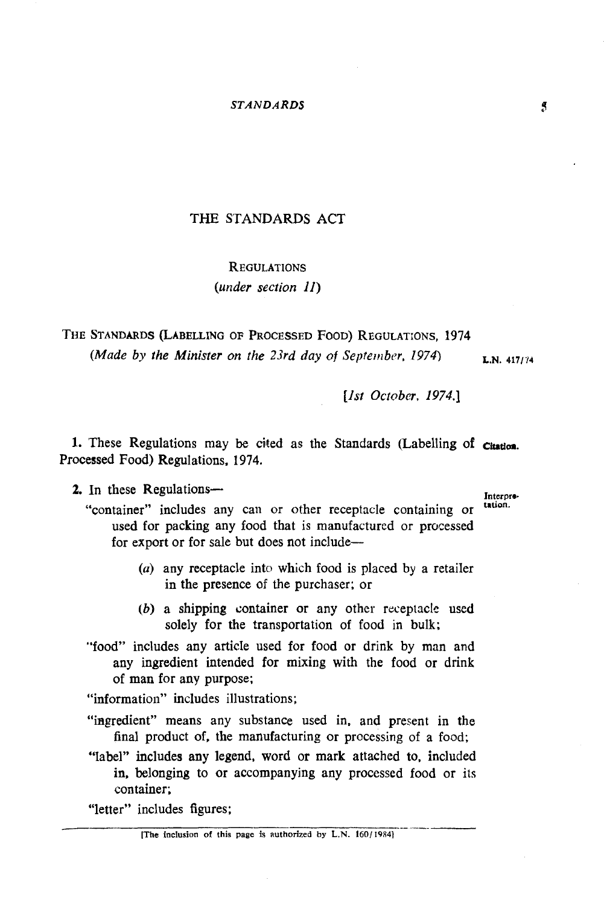# THE STANDARDS ACT

## REGULATIONS

*(under section 11)*

### THE STANDARDS (LABELLING OF PROCESSED FOOD) REGULATIONS, 1974

*(Made by the Minister on the 23rd day of September, 1974)* L.N. 417/74

*[1st October, 1974.]*

**Citation.**

1. These Regulations may be cited as the Standards (Labelling of Processed Food) Regulations, 1974.

**Interpretation.**

2. In these Regulations—

"container" includes any can or other receptacle containing or used for packing any food that is manufactured or processed for export or for sale but does not include—

(*a*) any receptacle into which food is placed by a retailer in the presence of the purchaser; or

(*b*) a shipping container or any other receptacle used solely for the transportation of food in bulk;

"food" includes any article used for food or drink by man and any ingredient intended for mixing with the food or drink of man for any purpose;

"information" includes illustrations;

"ingredient" means any substance used in, and present in the final product of, the manufacturing or processing of a food;

"label" includes any legend, word or mark attached to, included in, belonging to or accompanying any processed food or its container;

"letter" includes figures;

[The inclusion of this page is authorized by L.N. 160/1984]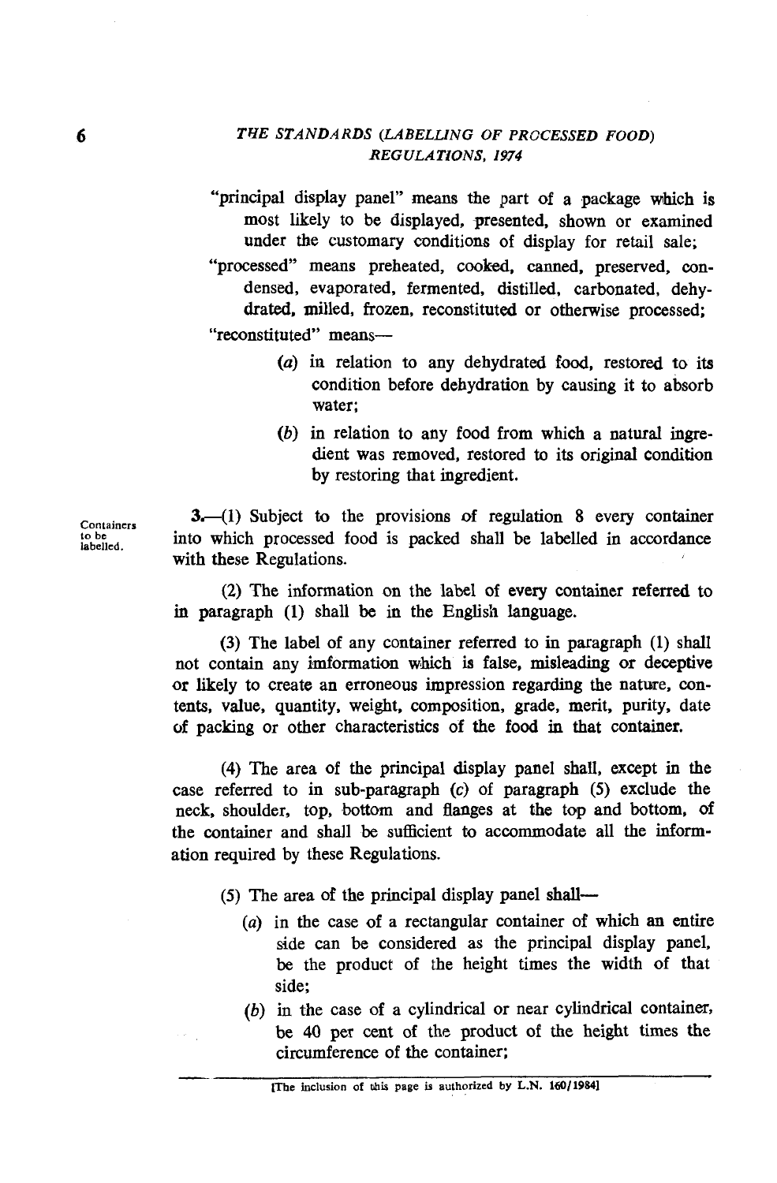"principal display panel" means the part of a package which is most likely to be displayed, presented, shown or examined under the customary conditions of display for retail sale;

"processed" means preheated, cooked, canned, preserved, condensed, evaporated, fermented, distilled, carbonated, dehydrated, milled, frozen, reconstituted or otherwise processed;

"reconstituted" means—

(*a*) in relation to any dehydrated food, restored to its condition before dehydration by causing it to absorb water;

(*b*) in relation to any food from which a natural ingredient was removed, restored to its original condition by restoring that ingredient.

Containers to be labelled.

3.—(1) Subject to the provisions of regulation 8 every container into which processed food is packed shall be labelled in accordance with these Regulations.

(2) The information on the label of every container referred to in paragraph (1) shall be in the English language.

(3) The label of any container referred to in paragraph (1) shall not contain any imformation which is false, misleading or deceptive or likely to create an erroneous impression regarding the nature, contents, value, quantity, weight, composition, grade, merit, purity, date of packing or other characteristics of the food in that container.

(4) The area of the principal display panel shall, except in the case referred to in sub-paragraph (*c*) of paragraph (5) exclude the neck, shoulder, top, bottom and flanges at the top and bottom, of the container and shall be sufficient to accommodate all the information required by these Regulations.

(5) The area of the principal display panel shall—

(*a*) in the case of a rectangular container of which an entire side can be considered as the principal display panel, be the product of the height times the width of that side;

(*b*) in the case of a cylindrical or near cylindrical container, be 40 per cent of the product of the height times the circumference of the container;

[The inclusion of this page is authorized by L.N. 160/1984]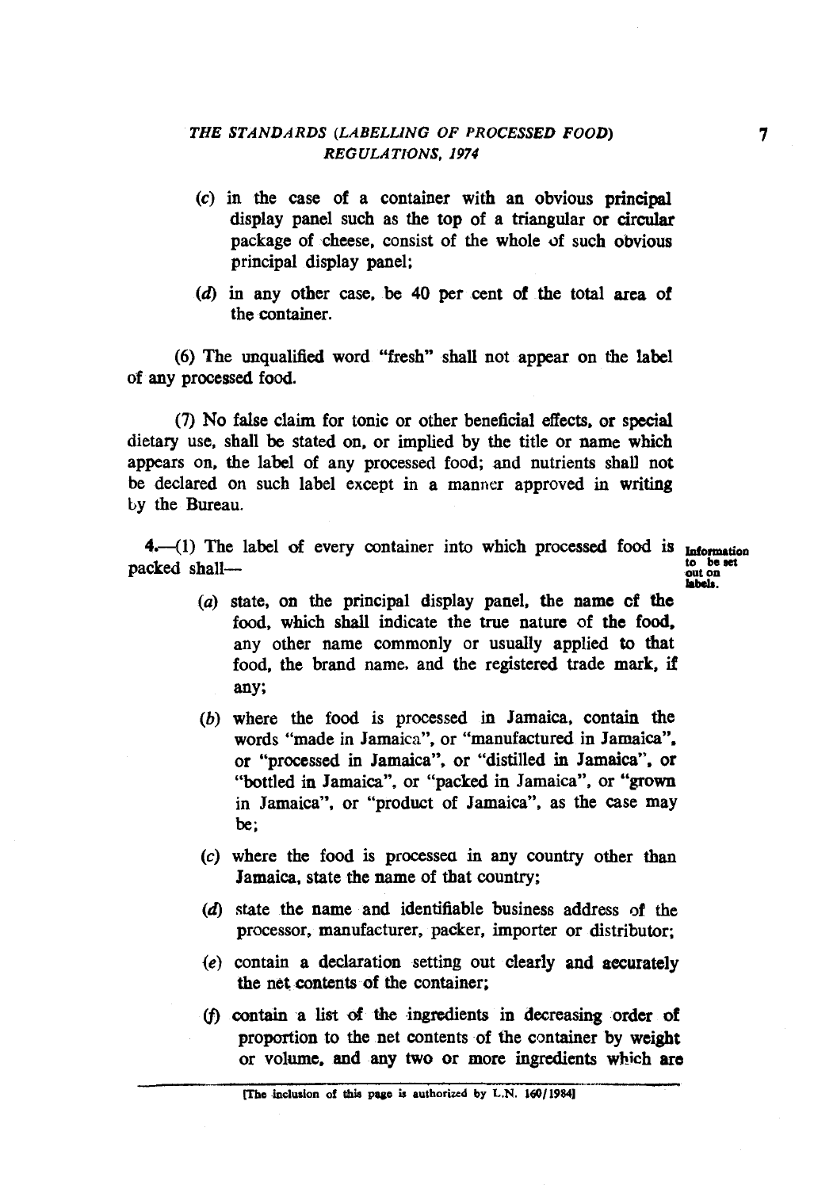(c) in the case of a container with an obvious principal display panel such as the top of a triangular or circular package of cheese, consist of the whole of such obvious principal display panel;

(d) in any other case, be 40 per cent of the total area of the container.

(6) The unqualified word "fresh" shall not appear on the label of any processed food.

(7) No false claim for tonic or other beneficial effects, or special dietary use, shall be stated on, or implied by the title or name which appears on, the label of any processed food; and nutrients shall not be declared on such label except in a manner approved in writing by the Bureau.

**Information to be set out on labels.**

4.—(1) The label of every container into which processed food is packed shall—

(a) state, on the principal display panel, the name of the food, which shall indicate the true nature of the food, any other name commonly or usually applied to that food, the brand name, and the registered trade mark, if any;

(b) where the food is processed in Jamaica, contain the words "made in Jamaica", or "manufactured in Jamaica", or "processed in Jamaica", or "distilled in Jamaica", or "bottled in Jamaica", or "packed in Jamaica", or "grown in Jamaica", or "product of Jamaica", as the case may be;

(c) where the food is processed in any country other than Jamaica, state the name of that country;

(d) state the name and identifiable business address of the processor, manufacturer, packer, importer or distributor;

(e) contain a declaration setting out clearly and accurately the net contents of the container;

(f) contain a list of the ingredients in decreasing order of proportion to the net contents of the container by weight or volume, and any two or more ingredients which are

[The inclusion of this page is authorized by L.N. 160/1984]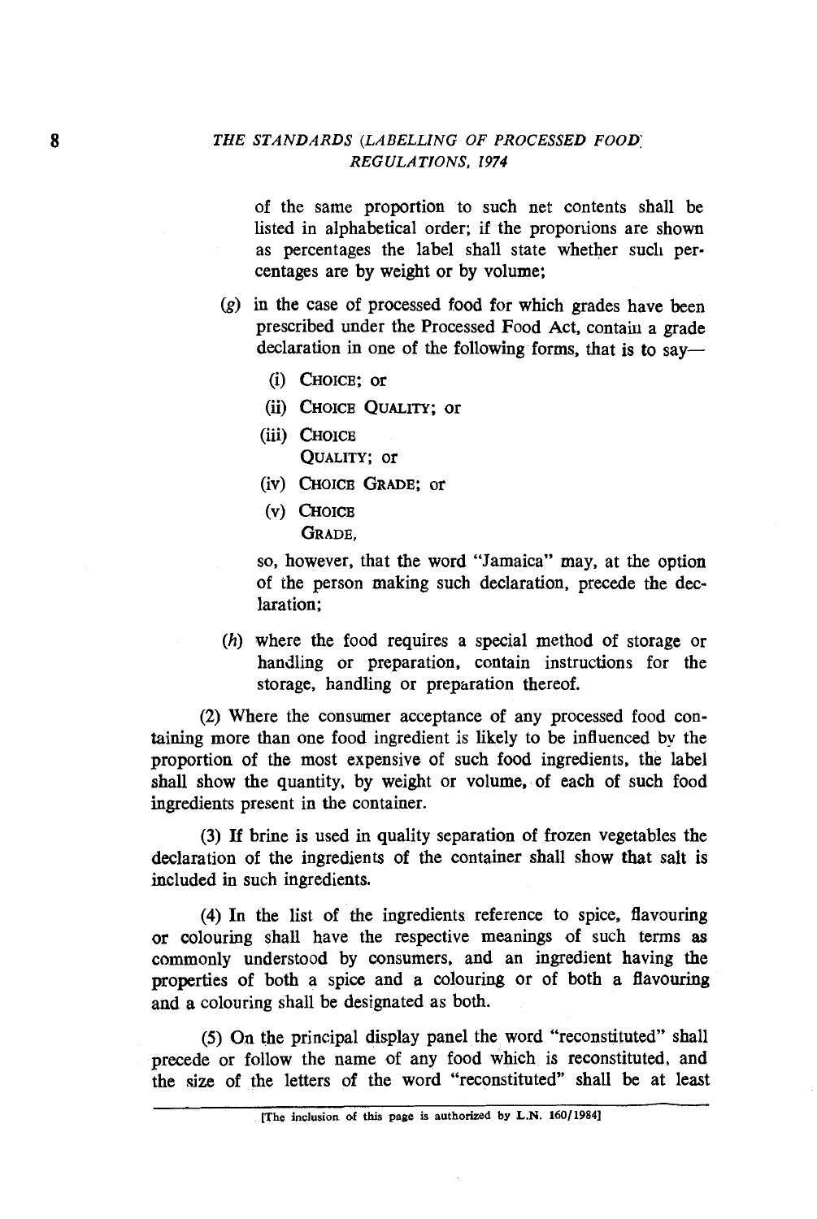of the same proportion to such net contents shall be listed in alphabetical order; if the proportions are shown as percentages the label shall state whether such percentages are by weight or by volume;

(g) in the case of processed food for which grades have been prescribed under the Processed Food Act, contain a grade declaration in one of the following forms, that is to say—

(i) CHOICE; or

(ii) CHOICE QUALITY; or

(iii) CHOICE
QUALITY; or

(iv) CHOICE GRADE; or

(v) CHOICE
GRADE,

so, however, that the word "Jamaica" may, at the option of the person making such declaration, precede the declaration;

(h) where the food requires a special method of storage or handling or preparation, contain instructions for the storage, handling or preparation thereof.

(2) Where the consumer acceptance of any processed food containing more than one food ingredient is likely to be influenced by the proportion of the most expensive of such food ingredients, the label shall show the quantity, by weight or volume, of each of such food ingredients present in the container.

(3) If brine is used in quality separation of frozen vegetables the declaration of the ingredients of the container shall show that salt is included in such ingredients.

(4) In the list of the ingredients reference to spice, flavouring or colouring shall have the respective meanings of such terms as commonly understood by consumers, and an ingredient having the properties of both a spice and a colouring or of both a flavouring and a colouring shall be designated as both.

(5) On the principal display panel the word "reconstituted" shall precede or follow the name of any food which is reconstituted, and the size of the letters of the word "reconstituted" shall be at least

[The inclusion of this page is authorized by L.N. 160/1984]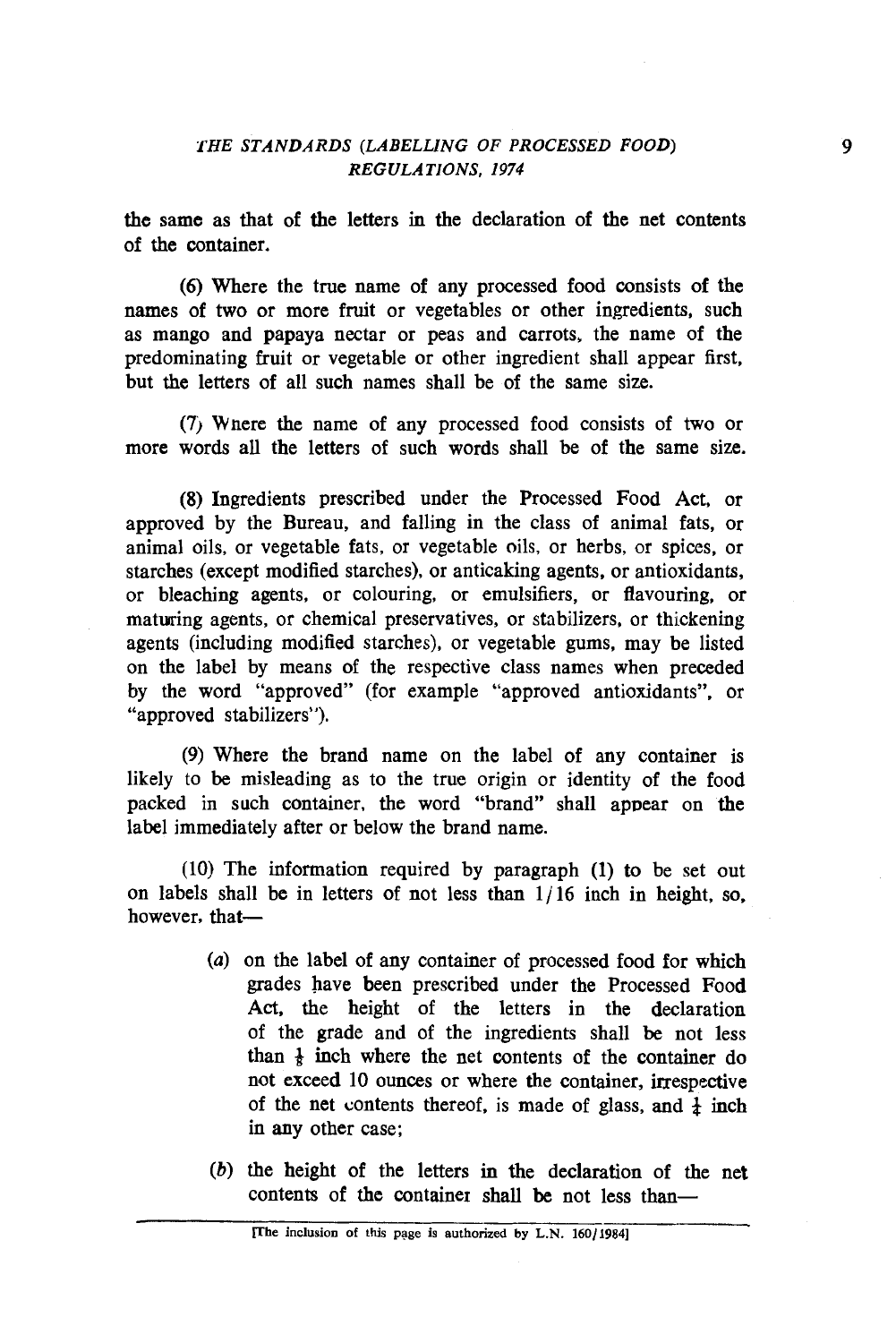the same as that of the letters in the declaration of the net contents of the container.

(6) Where the true name of any processed food consists of the names of two or more fruit or vegetables or other ingredients, such as mango and papaya nectar or peas and carrots, the name of the predominating fruit or vegetable or other ingredient shall appear first, but the letters of all such names shall be of the same size.

(7) Where the name of any processed food consists of two or more words all the letters of such words shall be of the same size.

(8) Ingredients prescribed under the Processed Food Act, or approved by the Bureau, and falling in the class of animal fats, or animal oils, or vegetable fats, or vegetable oils, or herbs, or spices, or starches (except modified starches), or anticaking agents, or antioxidants, or bleaching agents, or colouring, or emulsifiers, or flavouring, or maturing agents, or chemical preservatives, or stabilizers, or thickening agents (including modified starches), or vegetable gums, may be listed on the label by means of the respective class names when preceded by the word "approved" (for example "approved antioxidants", or "approved stabilizers").

(9) Where the brand name on the label of any container is likely to be misleading as to the true origin or identity of the food packed in such container, the word "brand" shall appear on the label immediately after or below the brand name.

(10) The information required by paragraph (1) to be set out on labels shall be in letters of not less than 1/16 inch in height, so, however, that—

> (*a*) on the label of any container of processed food for which grades have been prescribed under the Processed Food Act, the height of the letters in the declaration of the grade and of the ingredients shall be not less than $\frac{1}{8}$ inch where the net contents of the container do not exceed 10 ounces or where the container, irrespective of the net contents thereof, is made of glass, and $\frac{1}{4}$ inch in any other case;
>
> (*b*) the height of the letters in the declaration of the net contents of the container shall be not less than—

[The inclusion of this page is authorized by L.N. 160/1984]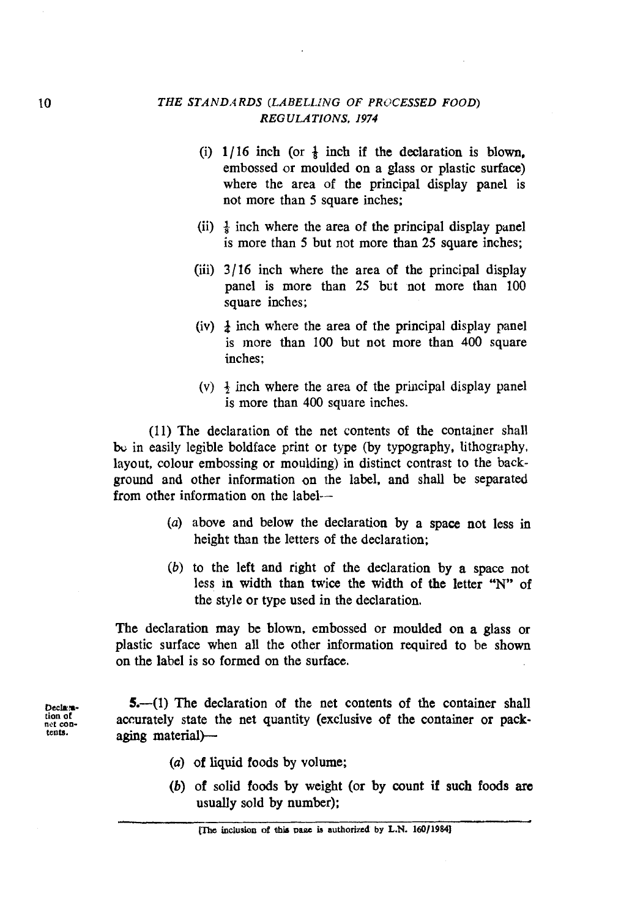(i) 1/16 inch (or ⅛ inch if the declaration is blown, embossed or moulded on a glass or plastic surface) where the area of the principal display panel is not more than 5 square inches;

(ii) ⅛ inch where the area of the principal display panel is more than 5 but not more than 25 square inches;

(iii) 3/16 inch where the area of the principal display panel is more than 25 but not more than 100 square inches;

(iv) ¼ inch where the area of the principal display panel is more than 100 but not more than 400 square inches;

(v) ½ inch where the area of the principal display panel is more than 400 square inches.

(11) The declaration of the net contents of the container shall be in easily legible boldface print or type (by typography, lithography, layout, colour embossing or moulding) in distinct contrast to the background and other information on the label, and shall be separated from other information on the label—

(*a*) above and below the declaration by a space not less in height than the letters of the declaration;

(*b*) to the left and right of the declaration by a space not less in width than twice the width of the letter "N" of the style or type used in the declaration.

The declaration may be blown, embossed or moulded on a glass or plastic surface when all the other information required to be shown on the label is so formed on the surface.

Declaration of net contents.

**5.**—(1) The declaration of the net contents of the container shall accurately state the net quantity (exclusive of the container or packaging material)—

(*a*) of liquid foods by volume;

(*b*) of solid foods by weight (or by count if such foods are usually sold by number);

[The inclusion of this page is authorized by L.N. 160/1984]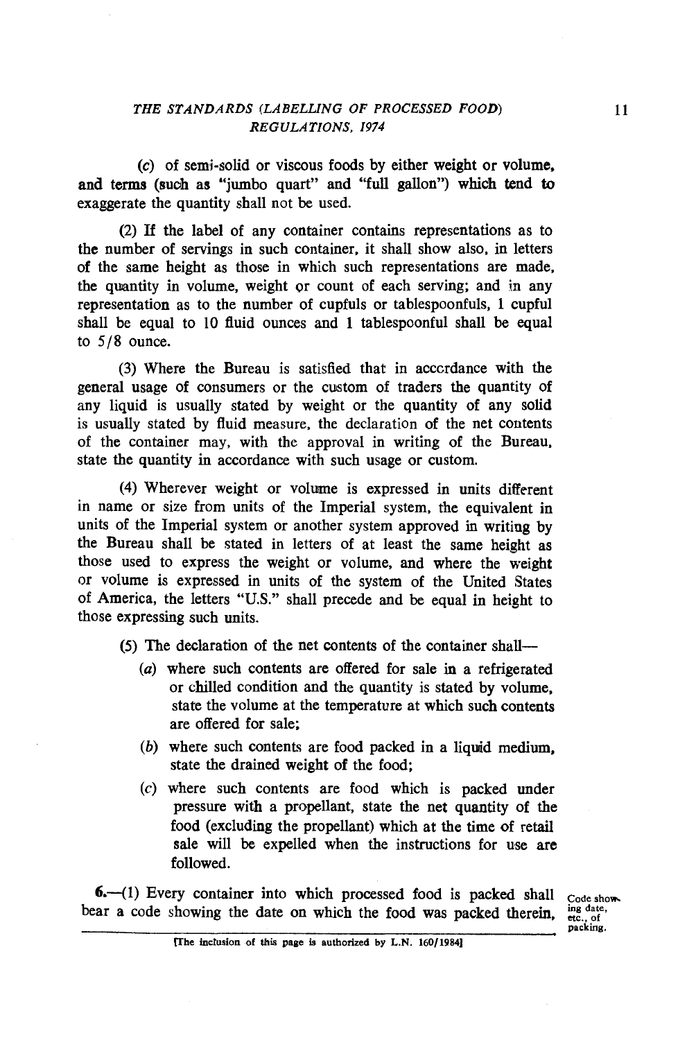(*c*) of semi-solid or viscous foods by either weight or volume, and terms (such as "jumbo quart" and "full gallon") which tend to exaggerate the quantity shall not be used.

(2) If the label of any container contains representations as to the number of servings in such container, it shall show also, in letters of the same height as those in which such representations are made, the quantity in volume, weight or count of each serving; and in any representation as to the number of cupfuls or tablespoonfuls, 1 cupful shall be equal to 10 fluid ounces and 1 tablespoonful shall be equal to 5/8 ounce.

(3) Where the Bureau is satisfied that in accordance with the general usage of consumers or the custom of traders the quantity of any liquid is usually stated by weight or the quantity of any solid is usually stated by fluid measure, the declaration of the net contents of the container may, with the approval in writing of the Bureau, state the quantity in accordance with such usage or custom.

(4) Wherever weight or volume is expressed in units different in name or size from units of the Imperial system, the equivalent in units of the Imperial system or another system approved in writing by the Bureau shall be stated in letters of at least the same height as those used to express the weight or volume, and where the weight or volume is expressed in units of the system of the United States of America, the letters "U.S." shall precede and be equal in height to those expressing such units.

(5) The declaration of the net contents of the container shall—

(*a*) where such contents are offered for sale in a refrigerated or chilled condition and the quantity is stated by volume, state the volume at the temperature at which such contents are offered for sale;

(*b*) where such contents are food packed in a liquid medium, state the drained weight of the food;

(*c*) where such contents are food which is packed under pressure with a propellant, state the net quantity of the food (excluding the propellant) which at the time of retail sale will be expelled when the instructions for use are followed.

Code showing date, etc., of packing.

**6.**—(1) Every container into which processed food is packed shall bear a code showing the date on which the food was packed therein,

[The inclusion of this page is authorized by L.N. 160/1984]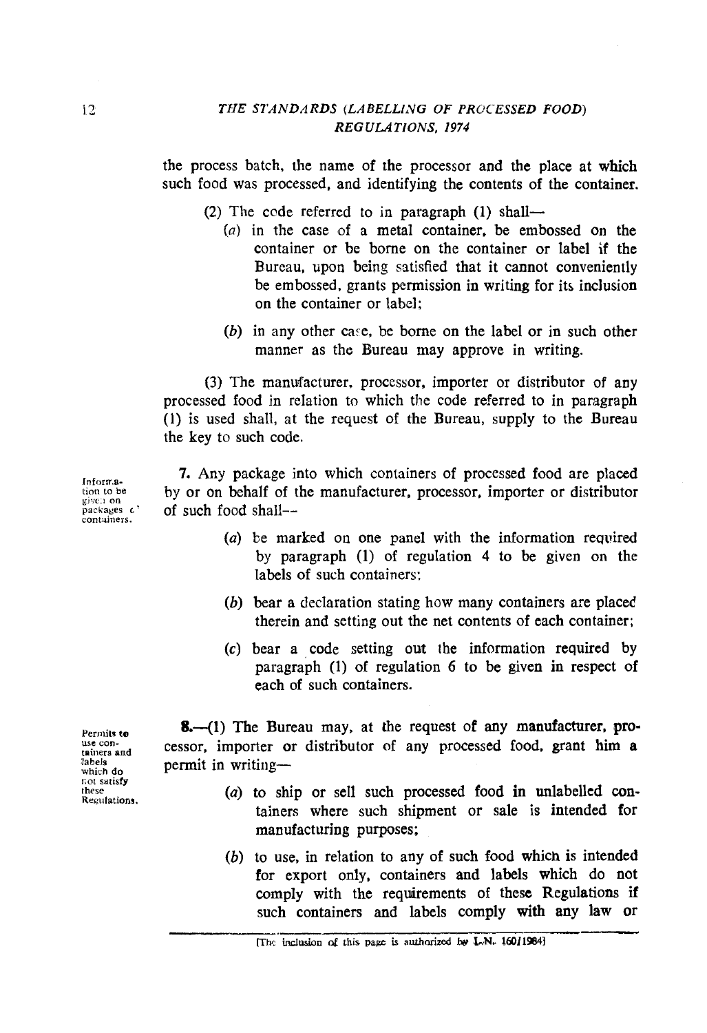the process batch, the name of the processor and the place at which such food was processed, and identifying the contents of the container.

(2) The code referred to in paragraph (1) shall—

(*a*) in the case of a metal container, be embossed on the container or be borne on the container or label if the Bureau, upon being satisfied that it cannot conveniently be embossed, grants permission in writing for its inclusion on the container or label;

(*b*) in any other case, be borne on the label or in such other manner as the Bureau may approve in writing.

(3) The manufacturer, processor, importer or distributor of any processed food in relation to which the code referred to in paragraph (1) is used shall, at the request of the Bureau, supply to the Bureau the key to such code.

*Information to be given on packages of containers.*

7. Any package into which containers of processed food are placed by or on behalf of the manufacturer, processor, importer or distributor of such food shall—

(*a*) be marked on one panel with the information required by paragraph (1) of regulation 4 to be given on the labels of such containers;

(*b*) bear a declaration stating how many containers are placed therein and setting out the net contents of each container;

(*c*) bear a code setting out the information required by paragraph (1) of regulation 6 to be given in respect of each of such containers.

*Permits to use containers and labels which do not satisfy these Regulations.*

8.—(1) The Bureau may, at the request of any manufacturer, processor, importer or distributor of any processed food, grant him a permit in writing—

(*a*) to ship or sell such processed food in unlabelled containers where such shipment or sale is intended for manufacturing purposes;

(*b*) to use, in relation to any of such food which is intended for export only, containers and labels which do not comply with the requirements of these Regulations if such containers and labels comply with any law or

[The inclusion of this page is authorized by L.N. 160/1984]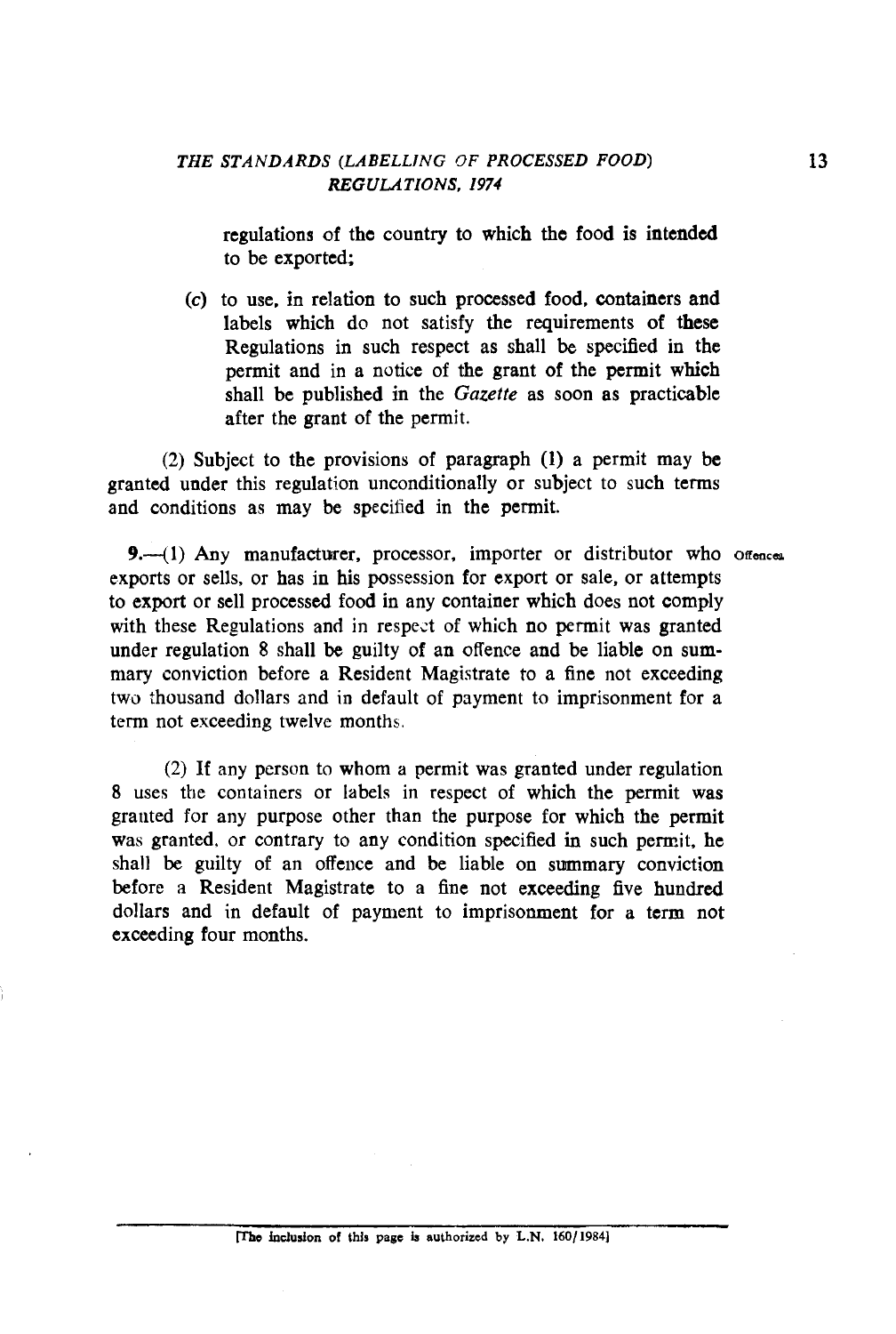regulations of the country to which the food is intended to be exported;

(c) to use, in relation to such processed food, containers and labels which do not satisfy the requirements of these Regulations in such respect as shall be specified in the permit and in a notice of the grant of the permit which shall be published in the *Gazette* as soon as practicable after the grant of the permit.

(2) Subject to the provisions of paragraph (1) a permit may be granted under this regulation unconditionally or subject to such terms and conditions as may be specified in the permit.

Offences

**9.**—(1) Any manufacturer, processor, importer or distributor who exports or sells, or has in his possession for export or sale, or attempts to export or sell processed food in any container which does not comply with these Regulations and in respect of which no permit was granted under regulation 8 shall be guilty of an offence and be liable on summary conviction before a Resident Magistrate to a fine not exceeding two thousand dollars and in default of payment to imprisonment for a term not exceeding twelve months.

(2) If any person to whom a permit was granted under regulation 8 uses the containers or labels in respect of which the permit was granted for any purpose other than the purpose for which the permit was granted, or contrary to any condition specified in such permit, he shall be guilty of an offence and be liable on summary conviction before a Resident Magistrate to a fine not exceeding five hundred dollars and in default of payment to imprisonment for a term not exceeding four months.

[The inclusion of this page is authorized by L.N. 160/1984]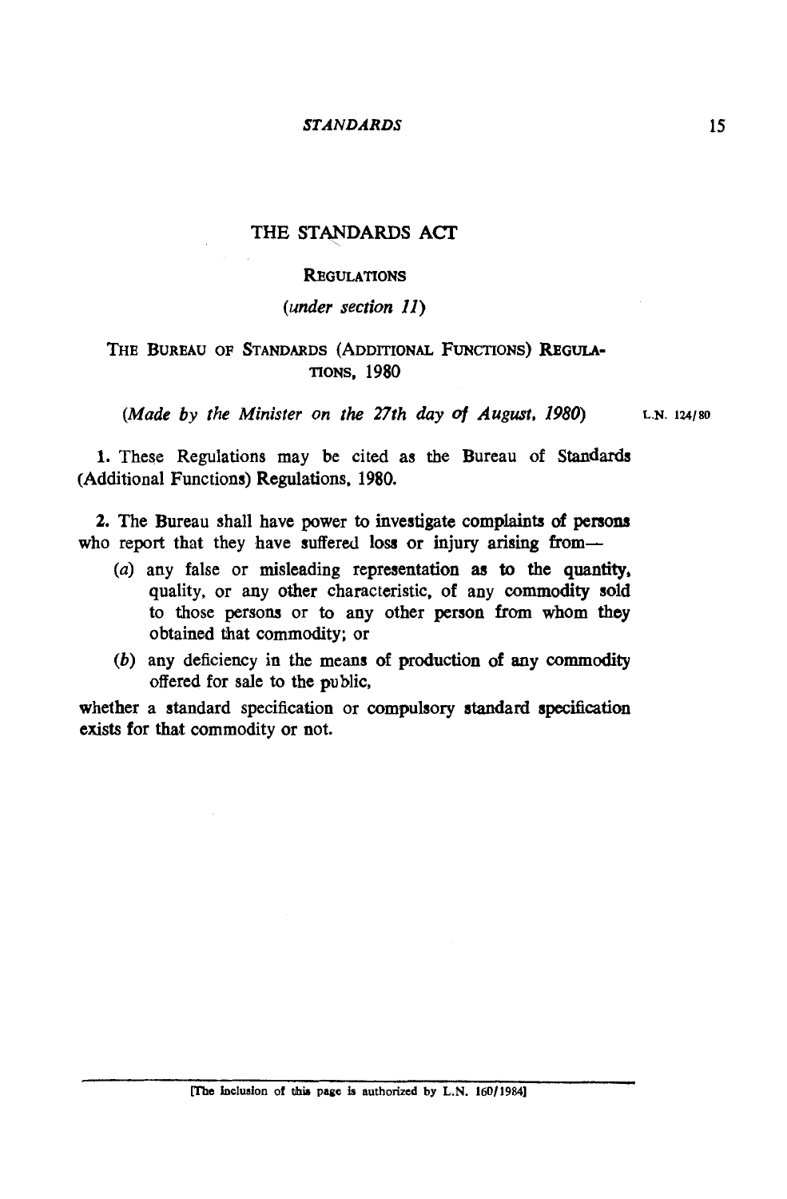# THE STANDARDS ACT

## REGULATIONS

*(under section 11)*

### THE BUREAU OF STANDARDS (ADDITIONAL FUNCTIONS) REGULATIONS, 1980

*(Made by the Minister on the 27th day of August, 1980)* L.N. 124/80

**1.** These Regulations may be cited as the Bureau of Standards (Additional Functions) Regulations, 1980.

**2.** The Bureau shall have power to investigate complaints of persons who report that they have suffered loss or injury arising from—

(*a*) any false or misleading representation as to the quantity, quality, or any other characteristic, of any commodity sold to those persons or to any other person from whom they obtained that commodity; or

(*b*) any deficiency in the means of production of any commodity offered for sale to the public,

whether a standard specification or compulsory standard specification exists for that commodity or not.

[The inclusion of this page is authorized by L.N. 160/1984]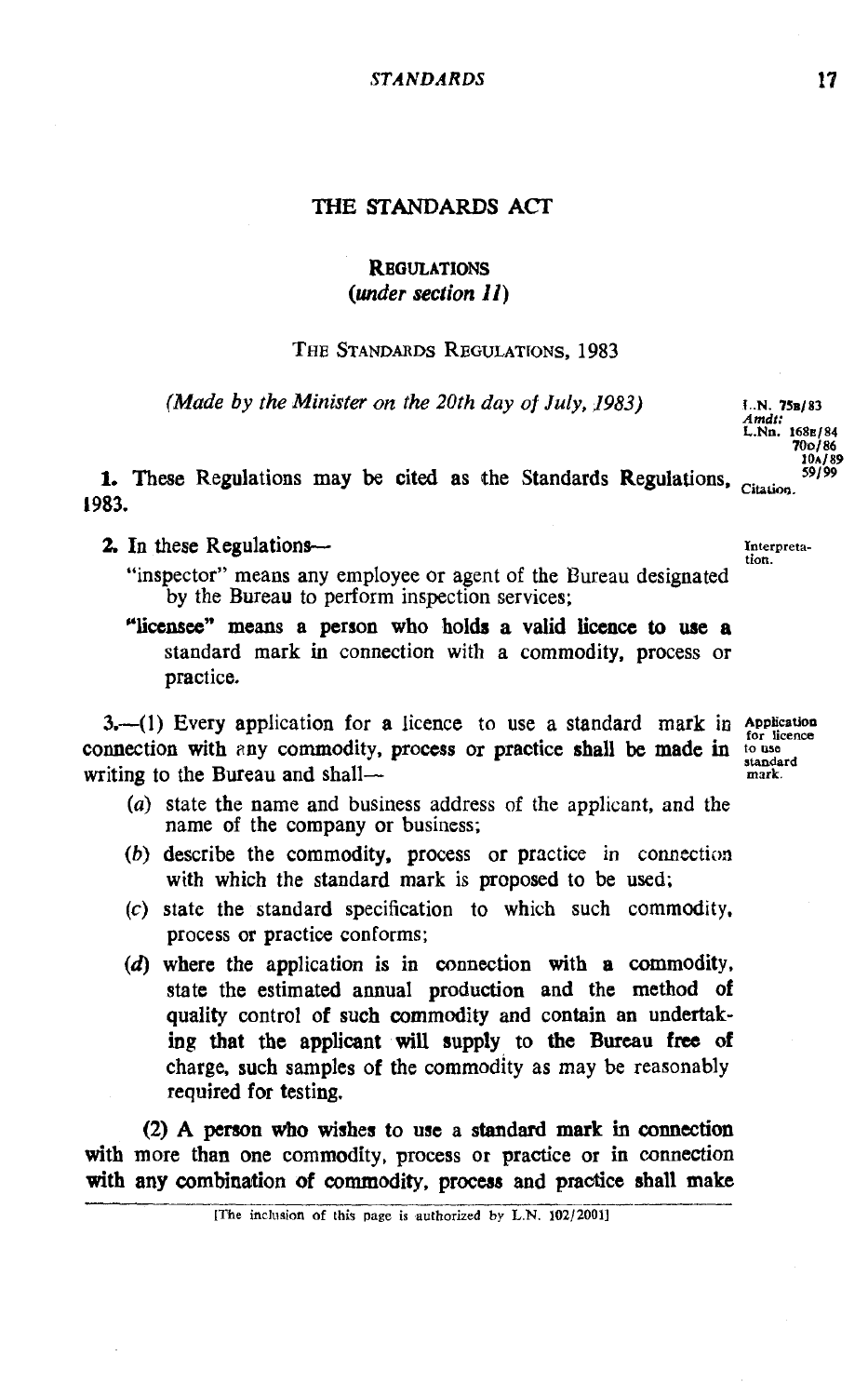# THE STANDARDS ACT

## REGULATIONS
### (*under section 11*)

THE STANDARDS REGULATIONS, 1983

*(Made by the Minister on the 20th day of July, 1983)*

L.N. 75B/83
*Amdt:*
L.Nn. 168E/84
70G/86
10A/89
59/99

Citation.

**1.** These Regulations may be cited as the Standards Regulations, 1983.

Interpretation.

**2.** In these Regulations—

"inspector" means any employee or agent of the Bureau designated by the Bureau to perform inspection services;

"licensee" means a person who holds a valid licence to use a standard mark in connection with a commodity, process or practice.

Application for licence to use standard mark.

**3.**—(1) Every application for a licence to use a standard mark in connection with any commodity, process or practice shall be made in writing to the Bureau and shall—

(*a*) state the name and business address of the applicant, and the name of the company or business;

(*b*) describe the commodity, process or practice in connection with which the standard mark is proposed to be used;

(*c*) state the standard specification to which such commodity, process or practice conforms;

(*d*) where the application is in connection with a commodity, state the estimated annual production and the method of quality control of such commodity and contain an undertaking that the applicant will supply to the Bureau free of charge, such samples of the commodity as may be reasonably required for testing.

(2) A person who wishes to use a standard mark in connection with more than one commodity, process or practice or in connection with any combination of commodity, process and practice shall make

[The inclusion of this page is authorized by L.N. 102/2001]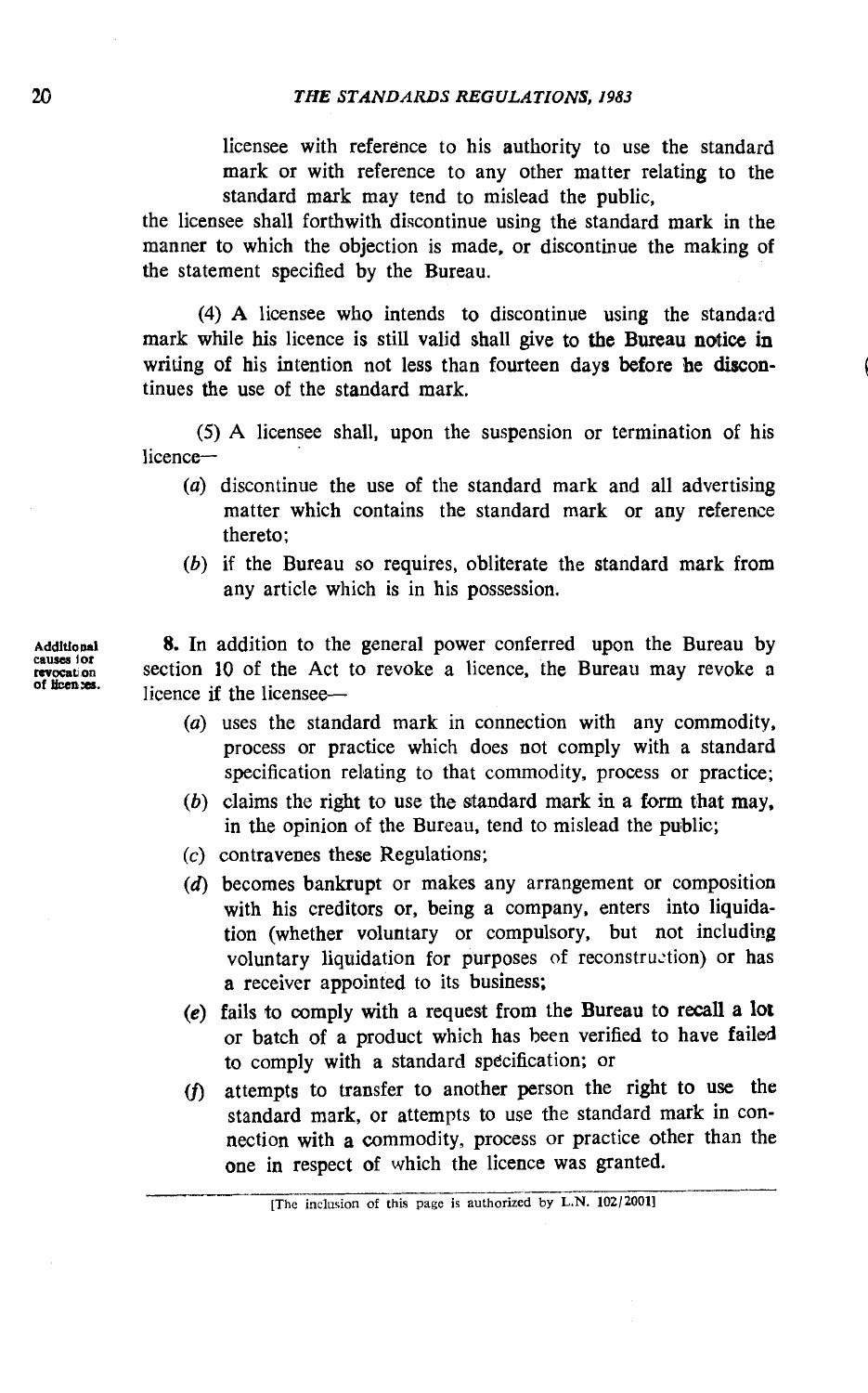licensee with reference to his authority to use the standard mark or with reference to any other matter relating to the standard mark may tend to mislead the public,

the licensee shall forthwith discontinue using the standard mark in the manner to which the objection is made, or discontinue the making of the statement specified by the Bureau.

(4) A licensee who intends to discontinue using the standard mark while his licence is still valid shall give to the Bureau notice in writing of his intention not less than fourteen days before he discontinues the use of the standard mark.

(5) A licensee shall, upon the suspension or termination of his licence—

(a) discontinue the use of the standard mark and all advertising matter which contains the standard mark or any reference thereto;

(b) if the Bureau so requires, obliterate the standard mark from any article which is in his possession.

**Additional causes for revocation of licences.**

8. In addition to the general power conferred upon the Bureau by section 10 of the Act to revoke a licence, the Bureau may revoke a licence if the licensee—

(a) uses the standard mark in connection with any commodity, process or practice which does not comply with a standard specification relating to that commodity, process or practice;

(b) claims the right to use the standard mark in a form that may, in the opinion of the Bureau, tend to mislead the public;

(c) contravenes these Regulations;

(d) becomes bankrupt or makes any arrangement or composition with his creditors or, being a company, enters into liquidation (whether voluntary or compulsory, but not including voluntary liquidation for purposes of reconstruction) or has a receiver appointed to its business;

(e) fails to comply with a request from the Bureau to recall a lot or batch of a product which has been verified to have failed to comply with a standard specification; or

(f) attempts to transfer to another person the right to use the standard mark, or attempts to use the standard mark in connection with a commodity, process or practice other than the one in respect of which the licence was granted.

[The inclusion of this page is authorized by L.N. 102/2001]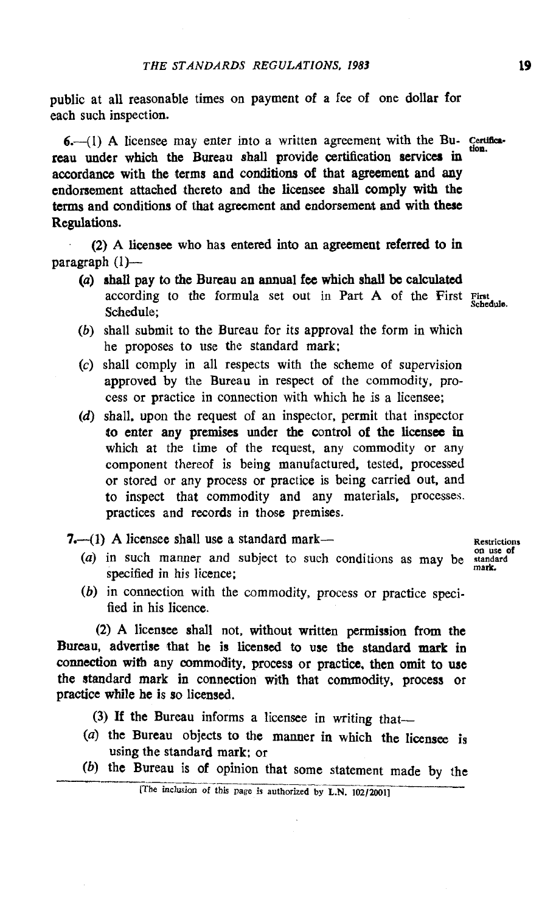public at all reasonable times on payment of a fee of one dollar for each such inspection.

6.—(1) A licensee may enter into a written agreement with the Bureau under which the Bureau shall provide certification services in accordance with the terms and conditions of that agreement and any endorsement attached thereto and the licensee shall comply with the terms and conditions of that agreement and endorsement and with these Regulations.

Certification.

(2) A licensee who has entered into an agreement referred to in paragraph (1)—

(a) shall pay to the Bureau an annual fee which shall be calculated according to the formula set out in Part A of the First Schedule;

First Schedule.

(b) shall submit to the Bureau for its approval the form in which he proposes to use the standard mark;

(c) shall comply in all respects with the scheme of supervision approved by the Bureau in respect of the commodity, process or practice in connection with which he is a licensee;

(d) shall, upon the request of an inspector, permit that inspector to enter any premises under the control of the licensee in which at the time of the request, any commodity or any component thereof is being manufactured, tested, processed or stored or any process or practice is being carried out, and to inspect that commodity and any materials, processes, practices and records in those premises.

7.—(1) A licensee shall use a standard mark—

Restrictions on use of standard mark.

(a) in such manner and subject to such conditions as may be specified in his licence;

(b) in connection with the commodity, process or practice specified in his licence.

(2) A licensee shall not, without written permission from the Bureau, advertise that he is licensed to use the standard mark in connection with any commodity, process or practice, then omit to use the standard mark in connection with that commodity, process or practice while he is so licensed.

(3) If the Bureau informs a licensee in writing that—

(a) the Bureau objects to the manner in which the licensee is using the standard mark; or

(b) the Bureau is of opinion that some statement made by the

[The inclusion of this page is authorized by L.N. 102/2001]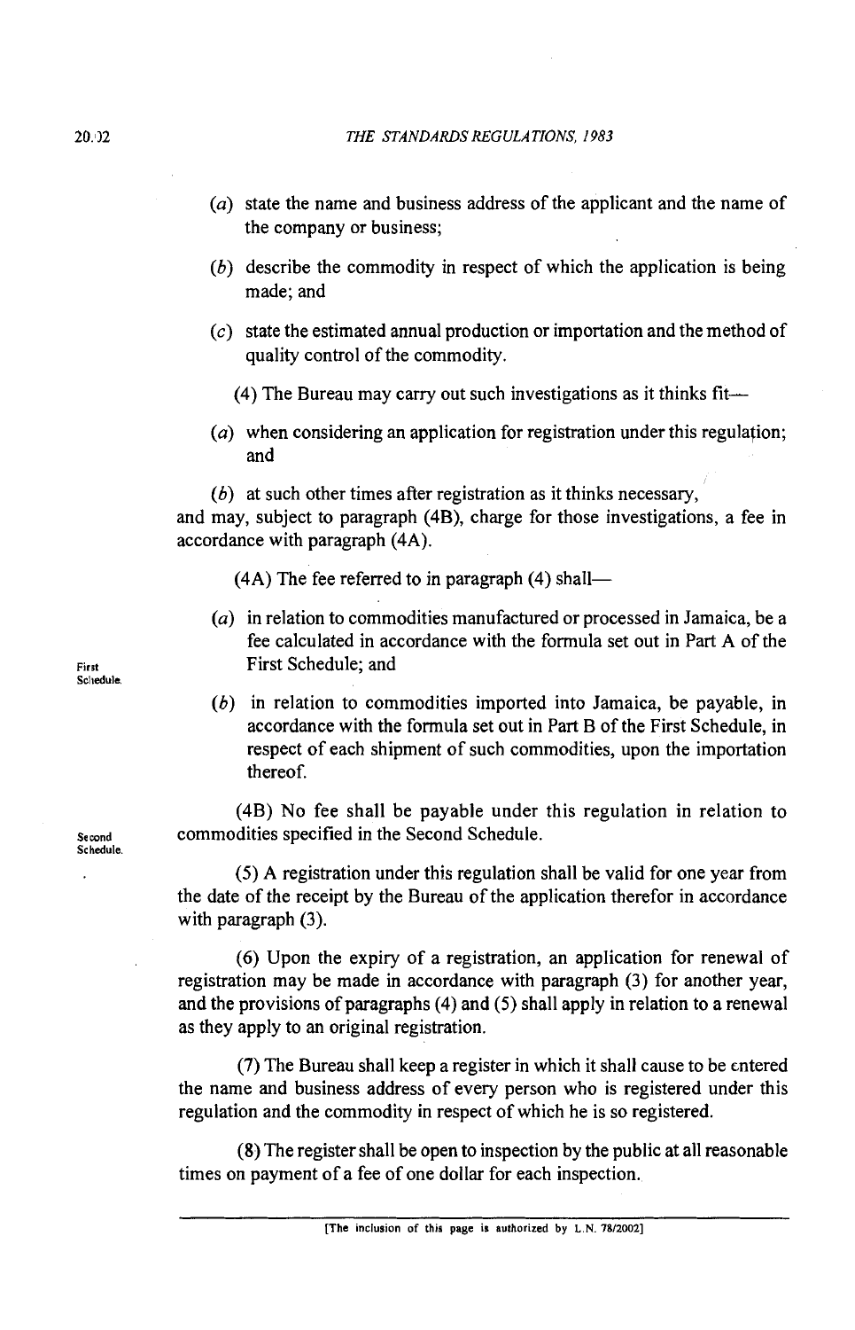(*a*) state the name and business address of the applicant and the name of the company or business;

(*b*) describe the commodity in respect of which the application is being made; and

(*c*) state the estimated annual production or importation and the method of quality control of the commodity.

(4) The Bureau may carry out such investigations as it thinks fit—

(*a*) when considering an application for registration under this regulation; and

(*b*) at such other times after registration as it thinks necessary,

and may, subject to paragraph (4B), charge for those investigations, a fee in accordance with paragraph (4A).

(4A) The fee referred to in paragraph (4) shall—

(*a*) in relation to commodities manufactured or processed in Jamaica, be a fee calculated in accordance with the formula set out in Part A of the First Schedule; and

First Schedule.

(*b*) in relation to commodities imported into Jamaica, be payable, in accordance with the formula set out in Part B of the First Schedule, in respect of each shipment of such commodities, upon the importation thereof.

Second Schedule.

(4B) No fee shall be payable under this regulation in relation to commodities specified in the Second Schedule.

(5) A registration under this regulation shall be valid for one year from the date of the receipt by the Bureau of the application therefor in accordance with paragraph (3).

(6) Upon the expiry of a registration, an application for renewal of registration may be made in accordance with paragraph (3) for another year, and the provisions of paragraphs (4) and (5) shall apply in relation to a renewal as they apply to an original registration.

(7) The Bureau shall keep a register in which it shall cause to be entered the name and business address of every person who is registered under this regulation and the commodity in respect of which he is so registered.

(8) The register shall be open to inspection by the public at all reasonable times on payment of a fee of one dollar for each inspection.

[The inclusion of this page is authorized by L.N. 78/2002]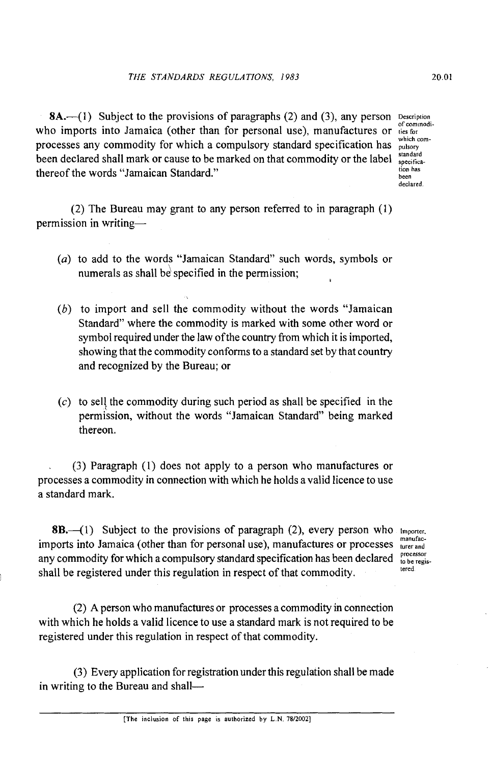**8A.**—(1) Subject to the provisions of paragraphs (2) and (3), any person who imports into Jamaica (other than for personal use), manufactures or processes any commodity for which a compulsory standard specification has been declared shall mark or cause to be marked on that commodity or the label thereof the words "Jamaican Standard."

Description of commodities for which compulsory standard specification has been declared.

(2) The Bureau may grant to any person referred to in paragraph (1) permission in writing—

(*a*) to add to the words "Jamaican Standard" such words, symbols or numerals as shall be specified in the permission;

(*b*) to import and sell the commodity without the words "Jamaican Standard" where the commodity is marked with some other word or symbol required under the law of the country from which it is imported, showing that the commodity conforms to a standard set by that country and recognized by the Bureau; or

(*c*) to sell the commodity during such period as shall be specified in the permission, without the words "Jamaican Standard" being marked thereon.

(3) Paragraph (1) does not apply to a person who manufactures or processes a commodity in connection with which he holds a valid licence to use a standard mark.

**8B.**—(1) Subject to the provisions of paragraph (2), every person who imports into Jamaica (other than for personal use), manufactures or processes any commodity for which a compulsory standard specification has been declared shall be registered under this regulation in respect of that commodity.

Importer, manufacturer and processor to be registered.

(2) A person who manufactures or processes a commodity in connection with which he holds a valid licence to use a standard mark is not required to be registered under this regulation in respect of that commodity.

(3) Every application for registration under this regulation shall be made in writing to the Bureau and shall—

[The inclusion of this page is authorized by L.N. 78/2002]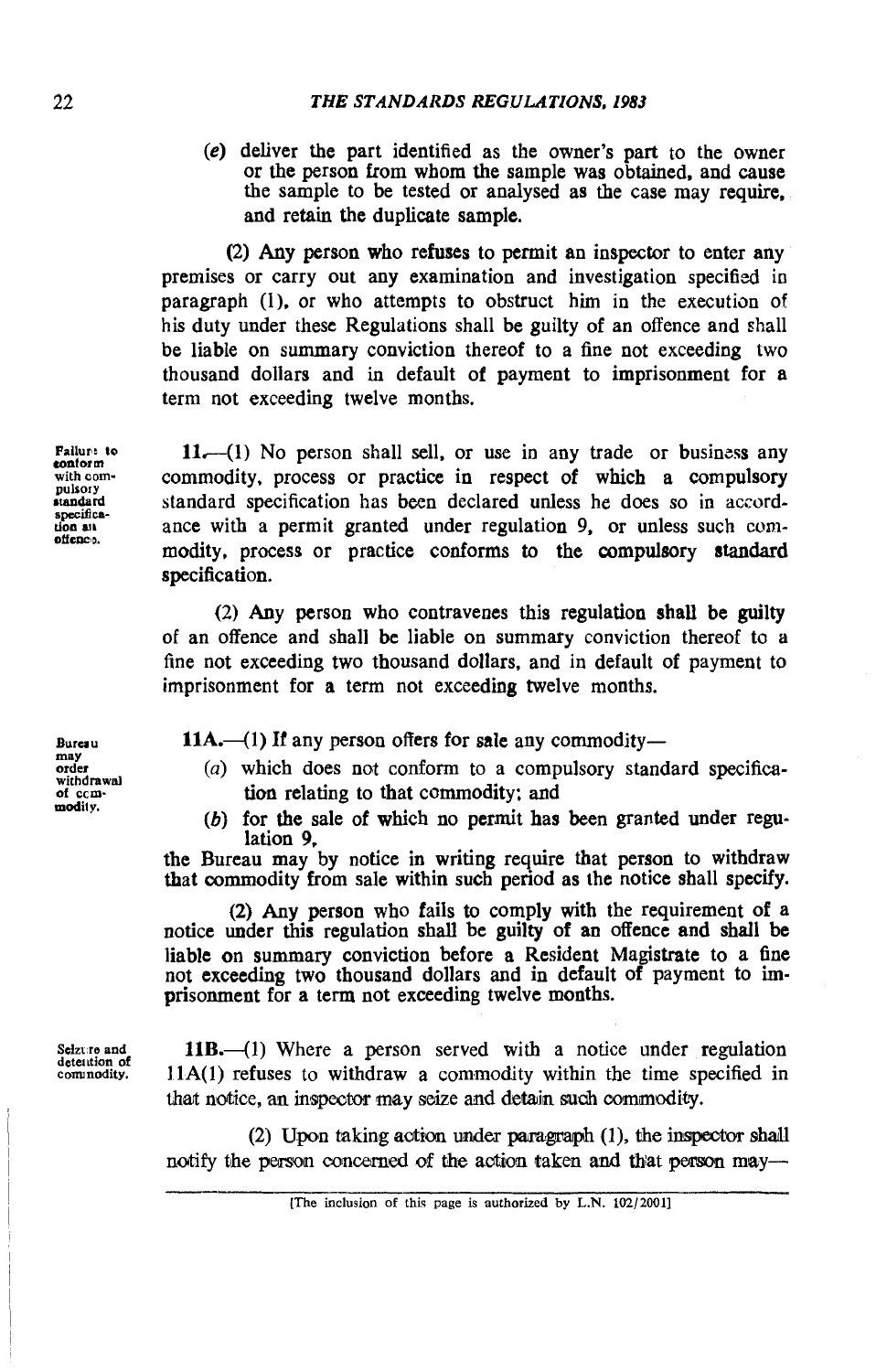(*e*) deliver the part identified as the owner's part to the owner or the person from whom the sample was obtained, and cause the sample to be tested or analysed as the case may require, and retain the duplicate sample.

(2) Any person who refuses to permit an inspector to enter any premises or carry out any examination and investigation specified in paragraph (1), or who attempts to obstruct him in the execution of his duty under these Regulations shall be guilty of an offence and shall be liable on summary conviction thereof to a fine not exceeding two thousand dollars and in default of payment to imprisonment for a term not exceeding twelve months.

Failure to conform with compulsory standard specification an offence.

**11.**—(1) No person shall sell, or use in any trade or business any commodity, process or practice in respect of which a compulsory standard specification has been declared unless he does so in accordance with a permit granted under regulation 9, or unless such commodity, process or practice conforms to the compulsory standard specification.

(2) Any person who contravenes this regulation shall be guilty of an offence and shall be liable on summary conviction thereof to a fine not exceeding two thousand dollars, and in default of payment to imprisonment for a term not exceeding twelve months.

Bureau may order withdrawal of commodity.

**11A.**—(1) If any person offers for sale any commodity—

(*a*) which does not conform to a compulsory standard specification relating to that commodity; and

(*b*) for the sale of which no permit has been granted under regulation 9,

the Bureau may by notice in writing require that person to withdraw that commodity from sale within such period as the notice shall specify.

(2) Any person who fails to comply with the requirement of a notice under this regulation shall be guilty of an offence and shall be liable on summary conviction before a Resident Magistrate to a fine not exceeding two thousand dollars and in default of payment to imprisonment for a term not exceeding twelve months.

Seizure and detention of commodity.

**11B.**—(1) Where a person served with a notice under regulation 11A(1) refuses to withdraw a commodity within the time specified in that notice, an inspector may seize and detain such commodity.

(2) Upon taking action under paragraph (1), the inspector shall notify the person concerned of the action taken and that person may—

[The inclusion of this page is authorized by L.N. 102/2001]